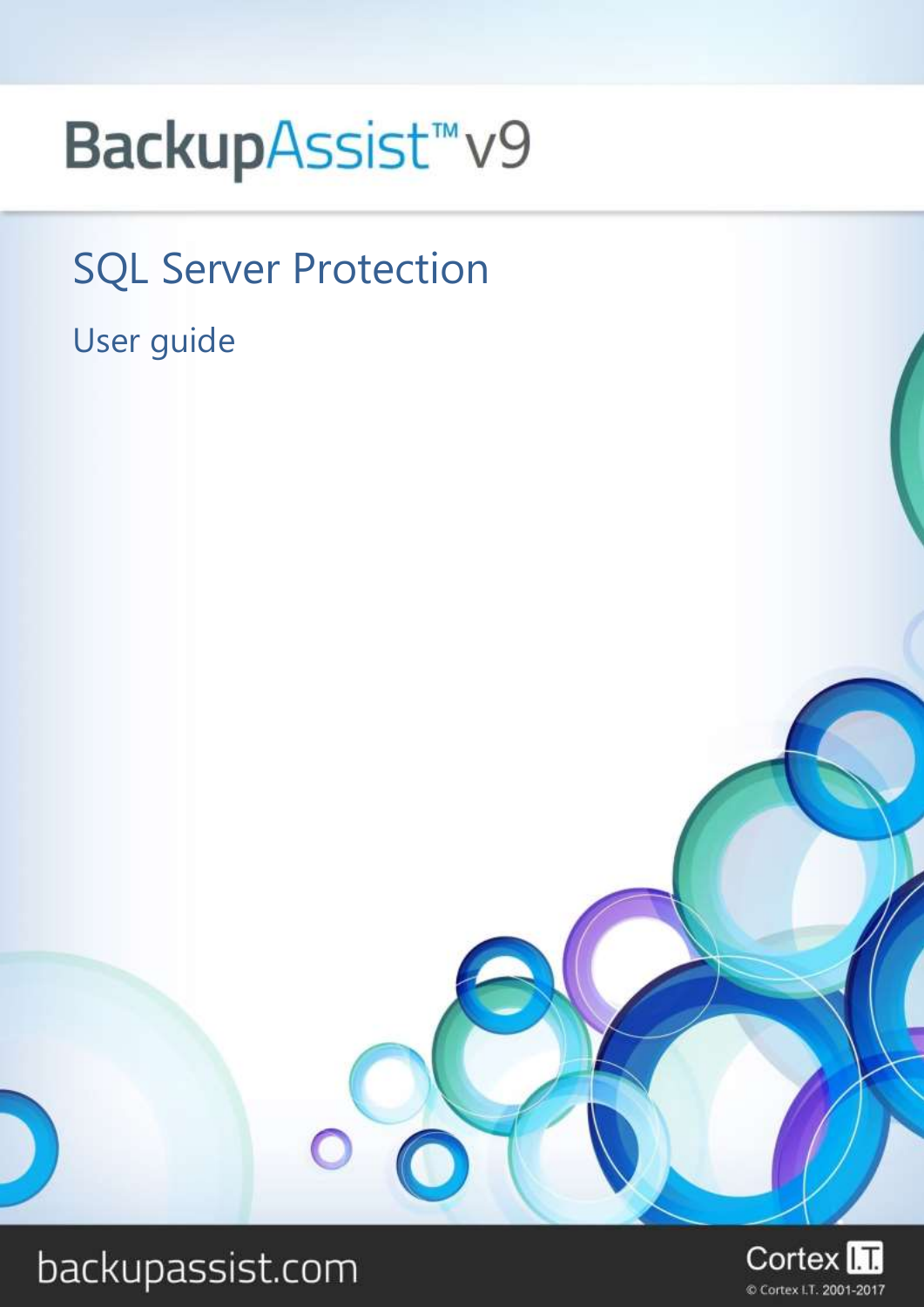# BackupAssist™ v9

## SQL Server Protection

User guide

backupassist.com

Cortex I.T.

© Cortex I.T. 2001-2017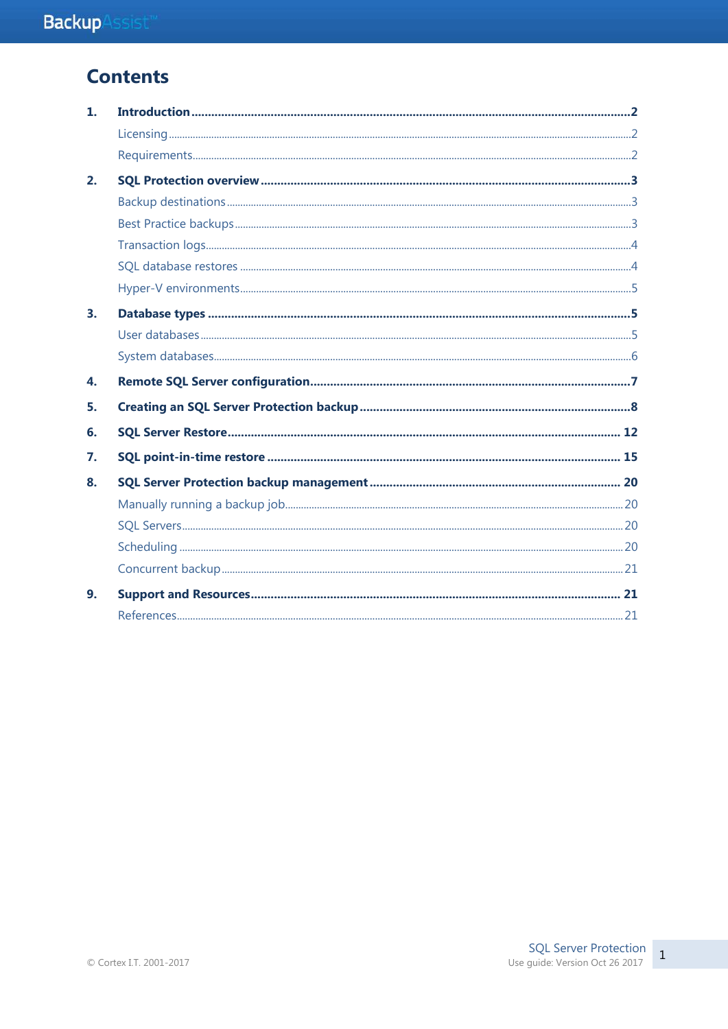# Contents

1. **Introduction** .................................................. **2**
   - Licensing .................................................. 2
   - Requirements .................................................. 2
2. **SQL Protection overview** .................................................. **3**
   - Backup destinations .................................................. 3
   - Best Practice backups .................................................. 3
   - Transaction logs .................................................. 4
   - SQL database restores .................................................. 4
   - Hyper-V environments .................................................. 5
3. **Database types** .................................................. **5**
   - User databases .................................................. 5
   - System databases .................................................. 6
4. **Remote SQL Server configuration** .................................................. **7**
5. **Creating an SQL Server Protection backup** .................................................. **8**
6. **SQL Server Restore** .................................................. **12**
7. **SQL point-in-time restore** .................................................. **15**
8. **SQL Server Protection backup management** .................................................. **20**
   - Manually running a backup job .................................................. 20
   - SQL Servers .................................................. 20
   - Scheduling .................................................. 20
   - Concurrent backup .................................................. 21
9. **Support and Resources** .................................................. **21**
   - References .................................................. 21

© Cortex I.T. 2001-2017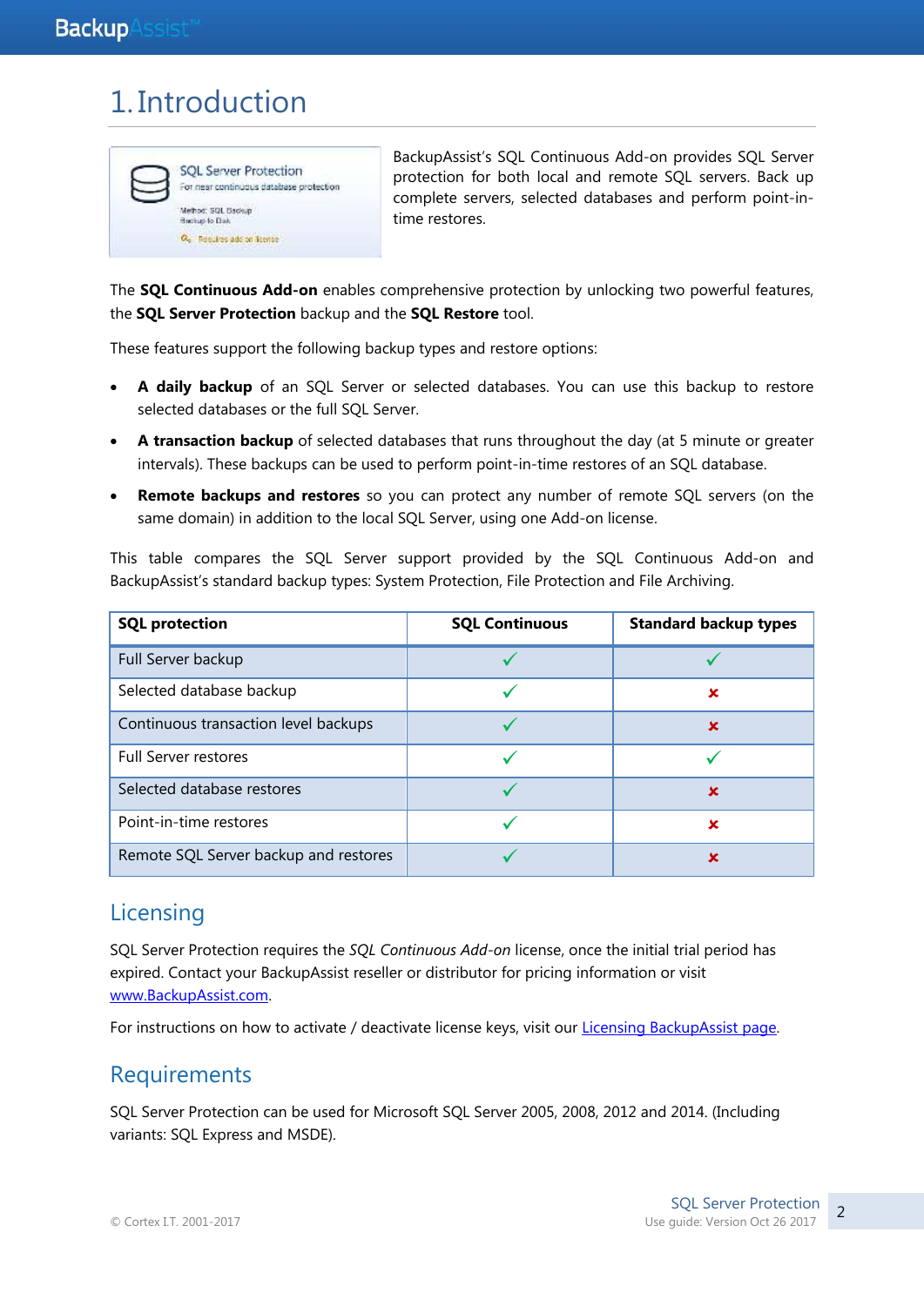# 1. Introduction

BackupAssist's SQL Continuous Add-on provides SQL Server protection for both local and remote SQL servers. Back up complete servers, selected databases and perform point-in-time restores.

The **SQL Continuous Add-on** enables comprehensive protection by unlocking two powerful features, the **SQL Server Protection** backup and the **SQL Restore** tool.

These features support the following backup types and restore options:

- **A daily backup** of an SQL Server or selected databases. You can use this backup to restore selected databases or the full SQL Server.
- **A transaction backup** of selected databases that runs throughout the day (at 5 minute or greater intervals). These backups can be used to perform point-in-time restores of an SQL database.
- **Remote backups and restores** so you can protect any number of remote SQL servers (on the same domain) in addition to the local SQL Server, using one Add-on license.

This table compares the SQL Server support provided by the SQL Continuous Add-on and BackupAssist's standard backup types: System Protection, File Protection and File Archiving.

| SQL protection | SQL Continuous | Standard backup types |
|---|---|---|
| Full Server backup | ✓ | ✓ |
| Selected database backup | ✓ | ✗ |
| Continuous transaction level backups | ✓ | ✗ |
| Full Server restores | ✓ | ✓ |
| Selected database restores | ✓ | ✗ |
| Point-in-time restores | ✓ | ✗ |
| Remote SQL Server backup and restores | ✓ | ✗ |

## Licensing

SQL Server Protection requires the *SQL Continuous Add-on* license, once the initial trial period has expired. Contact your BackupAssist reseller or distributor for pricing information or visit [www.BackupAssist.com](www.BackupAssist.com).

For instructions on how to activate / deactivate license keys, visit our [Licensing BackupAssist page](Licensing BackupAssist page).

## Requirements

SQL Server Protection can be used for Microsoft SQL Server 2005, 2008, 2012 and 2014. (Including variants: SQL Express and MSDE).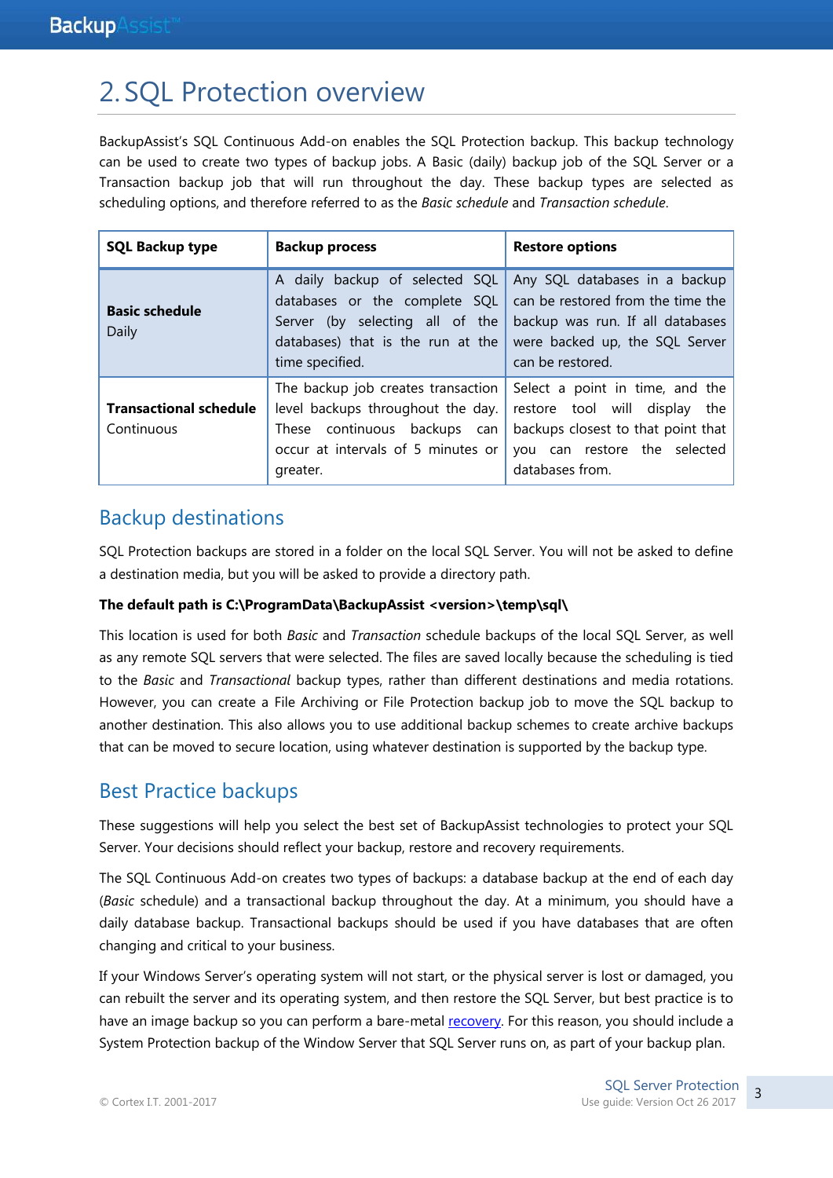# 2. SQL Protection overview

BackupAssist's SQL Continuous Add-on enables the SQL Protection backup. This backup technology can be used to create two types of backup jobs. A Basic (daily) backup job of the SQL Server or a Transaction backup job that will run throughout the day. These backup types are selected as scheduling options, and therefore referred to as the *Basic schedule* and *Transaction schedule*.

| SQL Backup type | Backup process | Restore options |
|---|---|---|
| **Basic schedule**<br>Daily | A daily backup of selected SQL databases or the complete SQL Server (by selecting all of the databases) that is the run at the time specified. | Any SQL databases in a backup can be restored from the time the backup was run. If all databases were backed up, the SQL Server can be restored. |
| **Transactional schedule**<br>Continuous | The backup job creates transaction level backups throughout the day. These continuous backups can occur at intervals of 5 minutes or greater. | Select a point in time, and the restore tool will display the backups closest to that point that you can restore the selected databases from. |

## Backup destinations

SQL Protection backups are stored in a folder on the local SQL Server. You will not be asked to define a destination media, but you will be asked to provide a directory path.

**The default path is C:\ProgramData\BackupAssist <version>\temp\sql\**

This location is used for both *Basic* and *Transaction* schedule backups of the local SQL Server, as well as any remote SQL servers that were selected. The files are saved locally because the scheduling is tied to the *Basic* and *Transactional* backup types, rather than different destinations and media rotations. However, you can create a File Archiving or File Protection backup job to move the SQL backup to another destination. This also allows you to use additional backup schemes to create archive backups that can be moved to secure location, using whatever destination is supported by the backup type.

## Best Practice backups

These suggestions will help you select the best set of BackupAssist technologies to protect your SQL Server. Your decisions should reflect your backup, restore and recovery requirements.

The SQL Continuous Add-on creates two types of backups: a database backup at the end of each day (*Basic* schedule) and a transactional backup throughout the day. At a minimum, you should have a daily database backup. Transactional backups should be used if you have databases that are often changing and critical to your business.

If your Windows Server's operating system will not start, or the physical server is lost or damaged, you can rebuilt the server and its operating system, and then restore the SQL Server, but best practice is to have an image backup so you can perform a bare-metal recovery. For this reason, you should include a System Protection backup of the Window Server that SQL Server runs on, as part of your backup plan.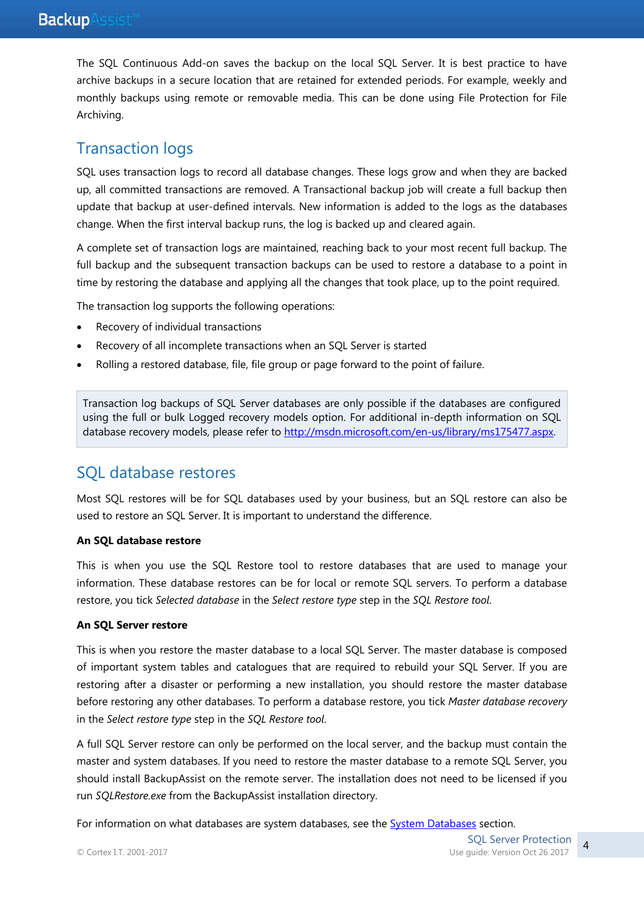The SQL Continuous Add-on saves the backup on the local SQL Server. It is best practice to have archive backups in a secure location that are retained for extended periods. For example, weekly and monthly backups using remote or removable media. This can be done using File Protection for File Archiving.

## Transaction logs

SQL uses transaction logs to record all database changes. These logs grow and when they are backed up, all committed transactions are removed. A Transactional backup job will create a full backup then update that backup at user-defined intervals. New information is added to the logs as the databases change. When the first interval backup runs, the log is backed up and cleared again.

A complete set of transaction logs are maintained, reaching back to your most recent full backup. The full backup and the subsequent transaction backups can be used to restore a database to a point in time by restoring the database and applying all the changes that took place, up to the point required.

The transaction log supports the following operations:

- Recovery of individual transactions
- Recovery of all incomplete transactions when an SQL Server is started
- Rolling a restored database, file, file group or page forward to the point of failure.

> Transaction log backups of SQL Server databases are only possible if the databases are configured using the full or bulk Logged recovery models option. For additional in-depth information on SQL database recovery models, please refer to http://msdn.microsoft.com/en-us/library/ms175477.aspx.

## SQL database restores

Most SQL restores will be for SQL databases used by your business, but an SQL restore can also be used to restore an SQL Server. It is important to understand the difference.

**An SQL database restore**

This is when you use the SQL Restore tool to restore databases that are used to manage your information. These database restores can be for local or remote SQL servers. To perform a database restore, you tick *Selected database* in the *Select restore type* step in the *SQL Restore tool*.

**An SQL Server restore**

This is when you restore the master database to a local SQL Server. The master database is composed of important system tables and catalogues that are required to rebuild your SQL Server. If you are restoring after a disaster or performing a new installation, you should restore the master database before restoring any other databases. To perform a database restore, you tick *Master database recovery* in the *Select restore type* step in the *SQL Restore tool*.

A full SQL Server restore can only be performed on the local server, and the backup must contain the master and system databases. If you need to restore the master database to a remote SQL Server, you should install BackupAssist on the remote server. The installation does not need to be licensed if you run *SQLRestore.exe* from the BackupAssist installation directory.

For information on what databases are system databases, see the System Databases section.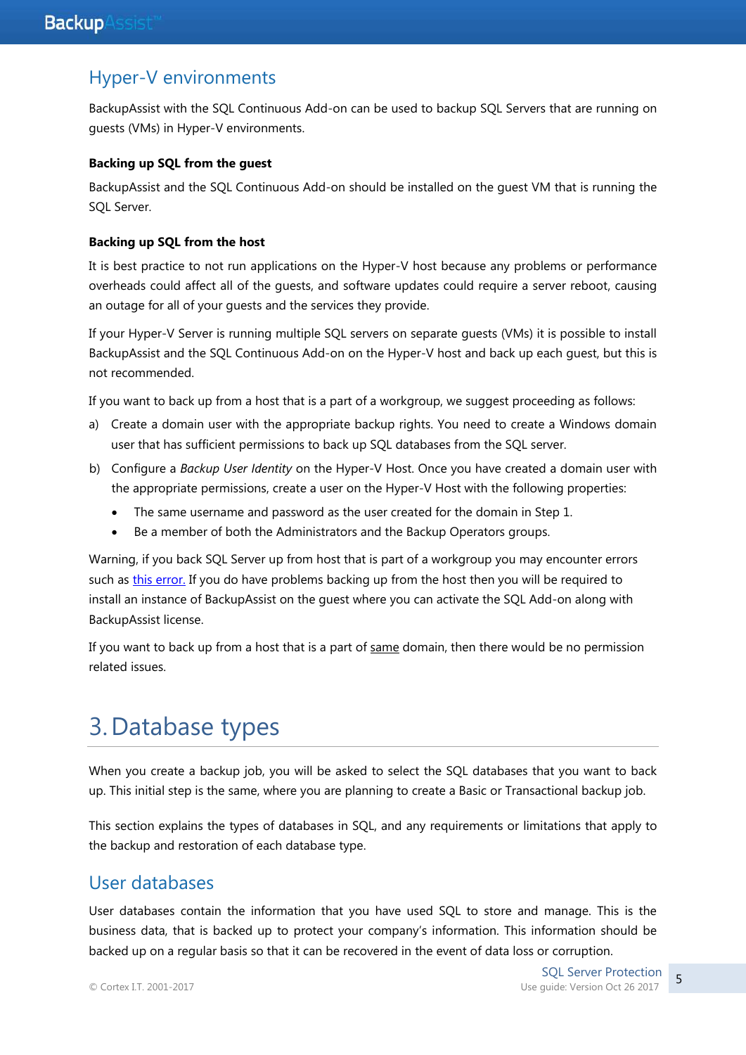## Hyper-V environments

BackupAssist with the SQL Continuous Add-on can be used to backup SQL Servers that are running on guests (VMs) in Hyper-V environments.

**Backing up SQL from the guest**

BackupAssist and the SQL Continuous Add-on should be installed on the guest VM that is running the SQL Server.

**Backing up SQL from the host**

It is best practice to not run applications on the Hyper-V host because any problems or performance overheads could affect all of the guests, and software updates could require a server reboot, causing an outage for all of your guests and the services they provide.

If your Hyper-V Server is running multiple SQL servers on separate guests (VMs) it is possible to install BackupAssist and the SQL Continuous Add-on on the Hyper-V host and back up each guest, but this is not recommended.

If you want to back up from a host that is a part of a workgroup, we suggest proceeding as follows:

a) Create a domain user with the appropriate backup rights. You need to create a Windows domain user that has sufficient permissions to back up SQL databases from the SQL server.

b) Configure a *Backup User Identity* on the Hyper-V Host. Once you have created a domain user with the appropriate permissions, create a user on the Hyper-V Host with the following properties:

   - The same username and password as the user created for the domain in Step 1.
   - Be a member of both the Administrators and the Backup Operators groups.

Warning, if you back SQL Server up from host that is part of a workgroup you may encounter errors such as this error. If you do have problems backing up from the host then you will be required to install an instance of BackupAssist on the guest where you can activate the SQL Add-on along with BackupAssist license.

If you want to back up from a host that is a part of same domain, then there would be no permission related issues.

# 3. Database types

When you create a backup job, you will be asked to select the SQL databases that you want to back up. This initial step is the same, where you are planning to create a Basic or Transactional backup job.

This section explains the types of databases in SQL, and any requirements or limitations that apply to the backup and restoration of each database type.

## User databases

User databases contain the information that you have used SQL to store and manage. This is the business data, that is backed up to protect your company's information. This information should be backed up on a regular basis so that it can be recovered in the event of data loss or corruption.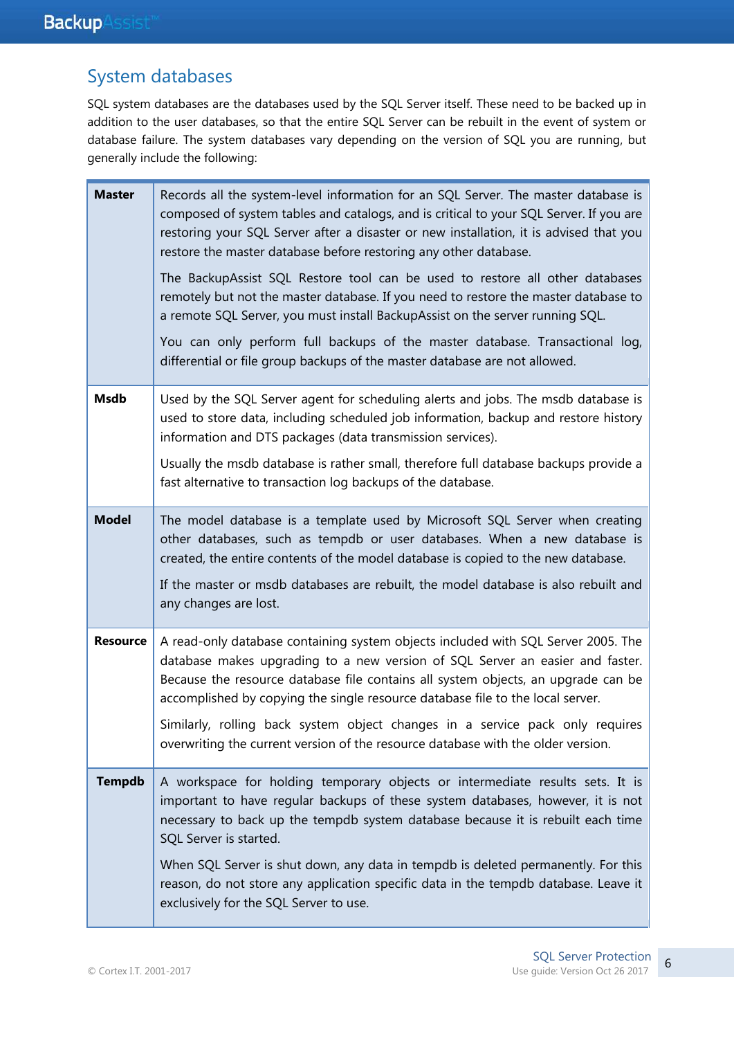## System databases

SQL system databases are the databases used by the SQL Server itself. These need to be backed up in addition to the user databases, so that the entire SQL Server can be rebuilt in the event of system or database failure. The system databases vary depending on the version of SQL you are running, but generally include the following:

| | |
|---|---|
| **Master** | Records all the system-level information for an SQL Server. The master database is composed of system tables and catalogs, and is critical to your SQL Server. If you are restoring your SQL Server after a disaster or new installation, it is advised that you restore the master database before restoring any other database.<br><br>The BackupAssist SQL Restore tool can be used to restore all other databases remotely but not the master database. If you need to restore the master database to a remote SQL Server, you must install BackupAssist on the server running SQL.<br><br>You can only perform full backups of the master database. Transactional log, differential or file group backups of the master database are not allowed. |
| **Msdb** | Used by the SQL Server agent for scheduling alerts and jobs. The msdb database is used to store data, including scheduled job information, backup and restore history information and DTS packages (data transmission services).<br><br>Usually the msdb database is rather small, therefore full database backups provide a fast alternative to transaction log backups of the database. |
| **Model** | The model database is a template used by Microsoft SQL Server when creating other databases, such as tempdb or user databases. When a new database is created, the entire contents of the model database is copied to the new database.<br><br>If the master or msdb databases are rebuilt, the model database is also rebuilt and any changes are lost. |
| **Resource** | A read-only database containing system objects included with SQL Server 2005. The database makes upgrading to a new version of SQL Server an easier and faster. Because the resource database file contains all system objects, an upgrade can be accomplished by copying the single resource database file to the local server.<br><br>Similarly, rolling back system object changes in a service pack only requires overwriting the current version of the resource database with the older version. |
| **Tempdb** | A workspace for holding temporary objects or intermediate results sets. It is important to have regular backups of these system databases, however, it is not necessary to back up the tempdb system database because it is rebuilt each time SQL Server is started.<br><br>When SQL Server is shut down, any data in tempdb is deleted permanently. For this reason, do not store any application specific data in the tempdb database. Leave it exclusively for the SQL Server to use. |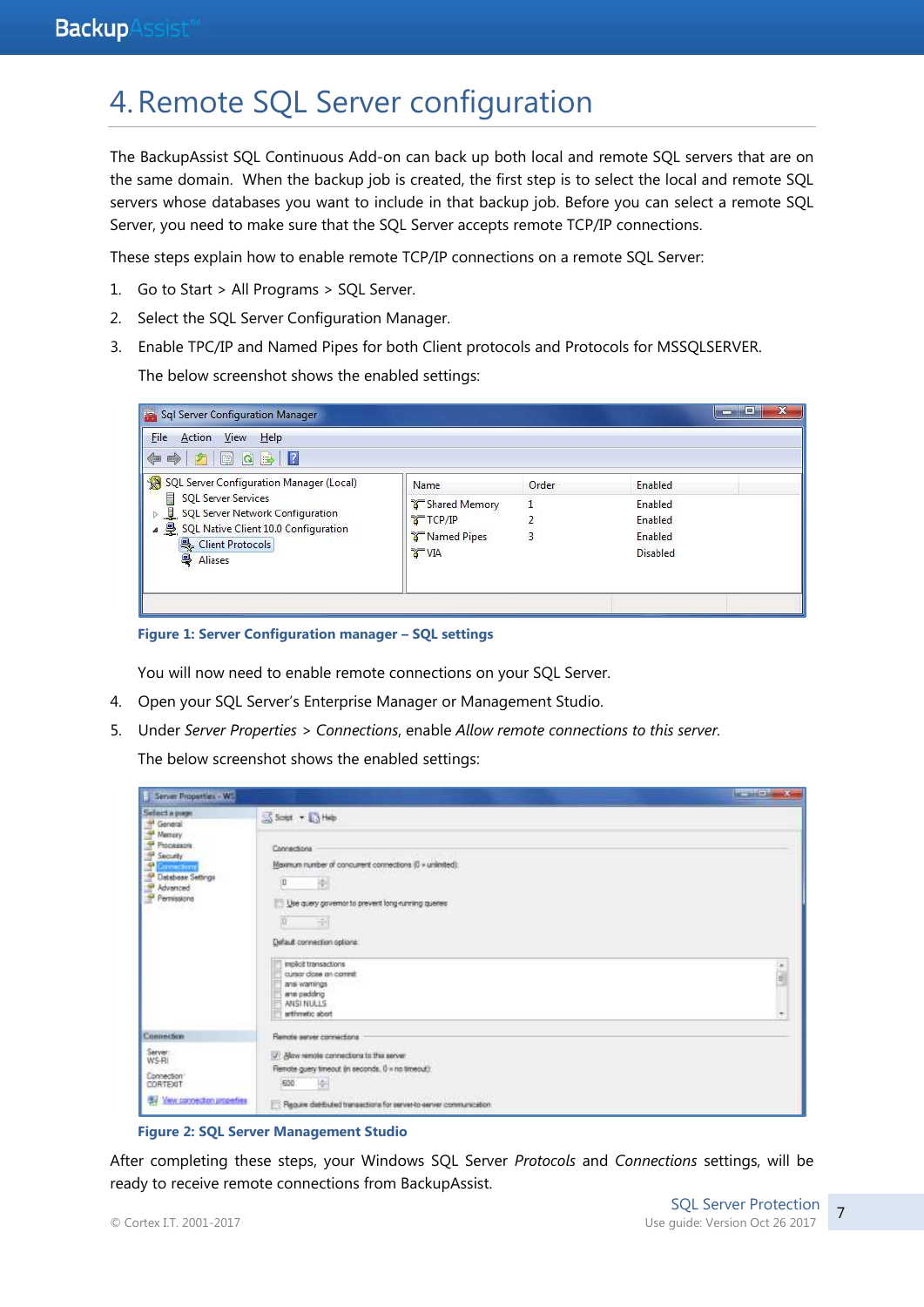# 4. Remote SQL Server configuration

The BackupAssist SQL Continuous Add-on can back up both local and remote SQL servers that are on the same domain. When the backup job is created, the first step is to select the local and remote SQL servers whose databases you want to include in that backup job. Before you can select a remote SQL Server, you need to make sure that the SQL Server accepts remote TCP/IP connections.

These steps explain how to enable remote TCP/IP connections on a remote SQL Server:

1. Go to Start > All Programs > SQL Server.
2. Select the SQL Server Configuration Manager.
3. Enable TPC/IP and Named Pipes for both Client protocols and Protocols for MSSQLSERVER.

   The below screenshot shows the enabled settings:

**Figure 1: Server Configuration manager – SQL settings**

   You will now need to enable remote connections on your SQL Server.

4. Open your SQL Server's Enterprise Manager or Management Studio.
5. Under *Server Properties* > *Connections*, enable *Allow remote connections to this server.*

   The below screenshot shows the enabled settings:

**Figure 2: SQL Server Management Studio**

After completing these steps, your Windows SQL Server *Protocols* and *Connections* settings, will be ready to receive remote connections from BackupAssist.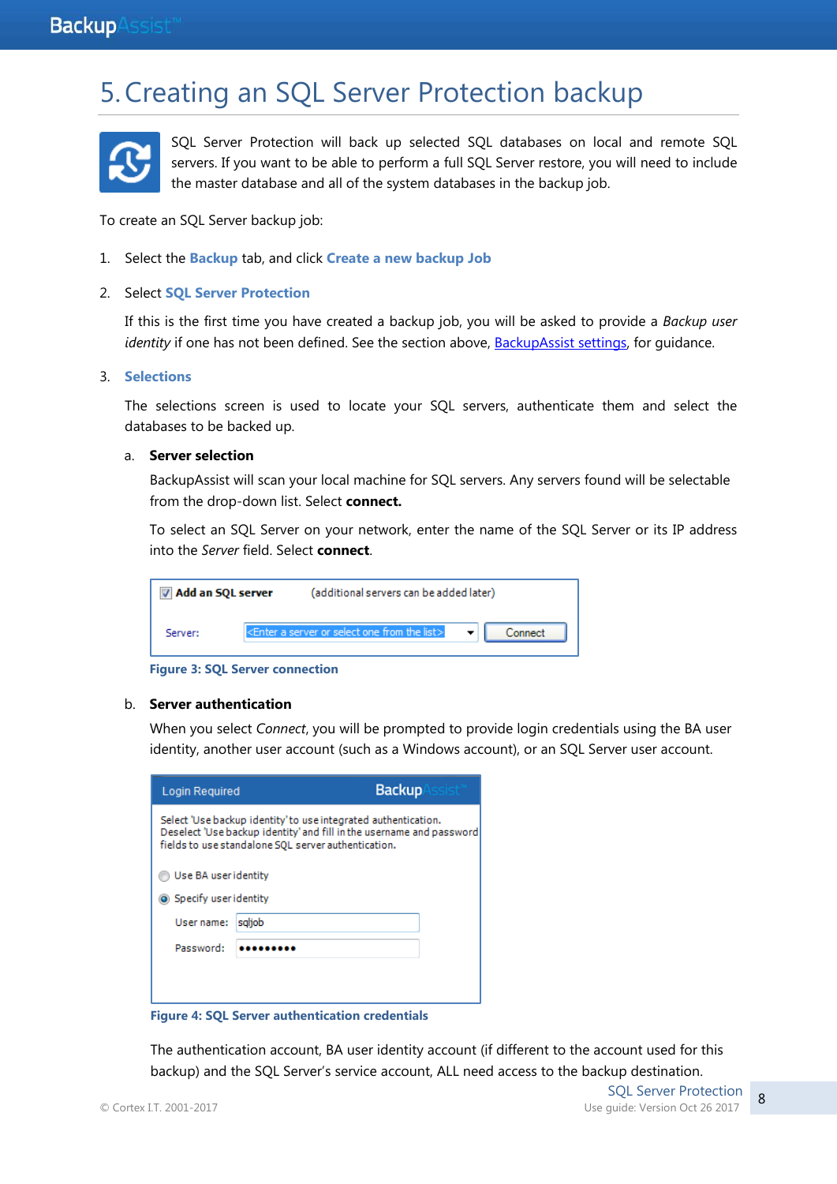# 5. Creating an SQL Server Protection backup

SQL Server Protection will back up selected SQL databases on local and remote SQL servers. If you want to be able to perform a full SQL Server restore, you will need to include the master database and all of the system databases in the backup job.

To create an SQL Server backup job:

1. Select the **Backup** tab, and click **Create a new backup Job**

2. Select **SQL Server Protection**

   If this is the first time you have created a backup job, you will be asked to provide a *Backup user identity* if one has not been defined. See the section above, BackupAssist settings, for guidance.

3. **Selections**

   The selections screen is used to locate your SQL servers, authenticate them and select the databases to be backed up.

   a. **Server selection**

   BackupAssist will scan your local machine for SQL servers. Any servers found will be selectable from the drop-down list. Select **connect.**

   To select an SQL Server on your network, enter the name of the SQL Server or its IP address into the *Server* field. Select **connect**.

   Figure 3: SQL Server connection

   b. **Server authentication**

   When you select *Connect*, you will be prompted to provide login credentials using the BA user identity, another user account (such as a Windows account), or an SQL Server user account.

   Figure 4: SQL Server authentication credentials

   The authentication account, BA user identity account (if different to the account used for this backup) and the SQL Server's service account, ALL need access to the backup destination.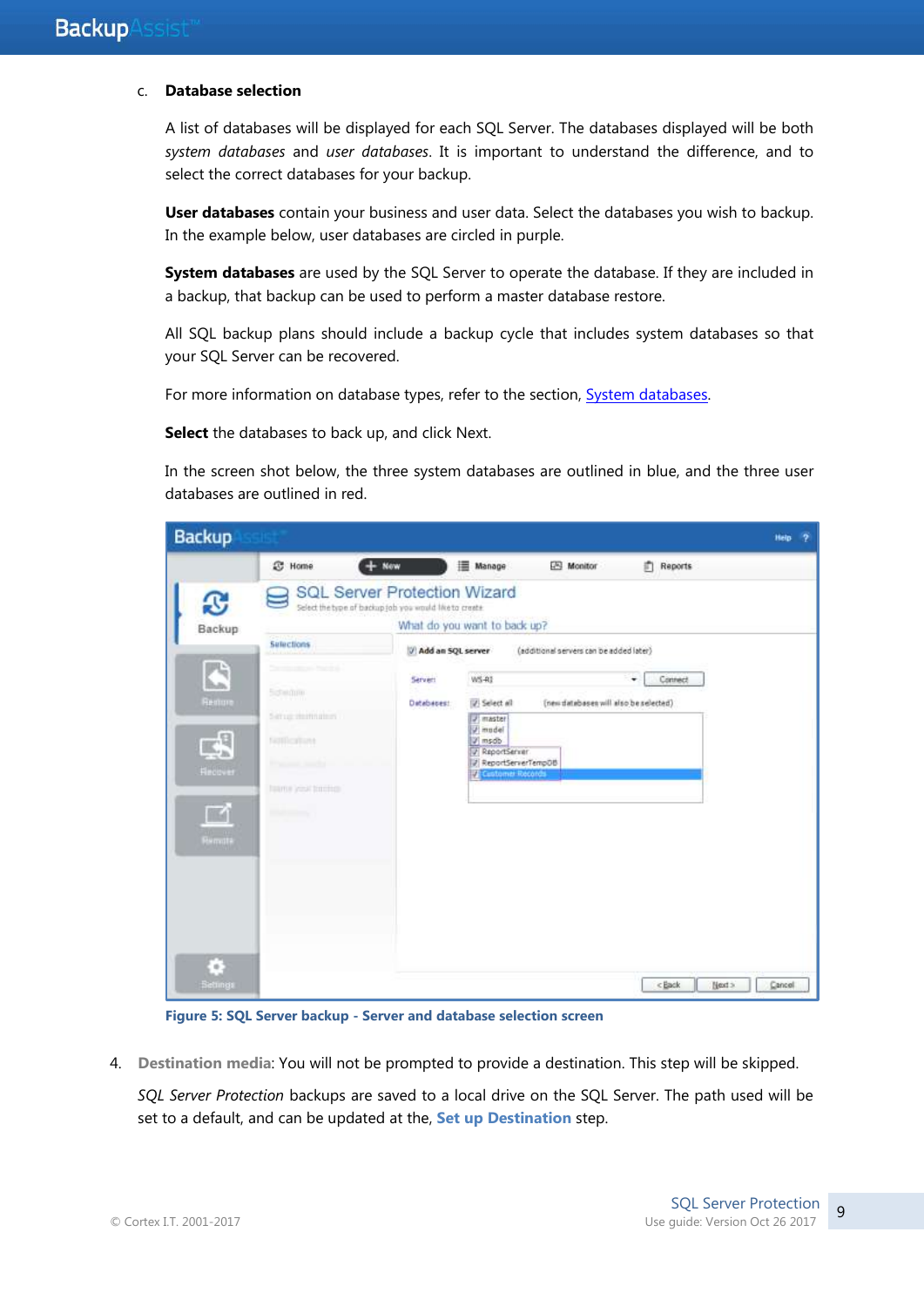c. **Database selection**

A list of databases will be displayed for each SQL Server. The databases displayed will be both *system databases* and *user databases*. It is important to understand the difference, and to select the correct databases for your backup.

**User databases** contain your business and user data. Select the databases you wish to backup. In the example below, user databases are circled in purple.

**System databases** are used by the SQL Server to operate the database. If they are included in a backup, that backup can be used to perform a master database restore.

All SQL backup plans should include a backup cycle that includes system databases so that your SQL Server can be recovered.

For more information on database types, refer to the section, System databases.

**Select** the databases to back up, and click Next.

In the screen shot below, the three system databases are outlined in blue, and the three user databases are outlined in red.

**Figure 5: SQL Server backup - Server and database selection screen**

4. **Destination media**: You will not be prompted to provide a destination. This step will be skipped.

   *SQL Server Protection* backups are saved to a local drive on the SQL Server. The path used will be set to a default, and can be updated at the, **Set up Destination** step.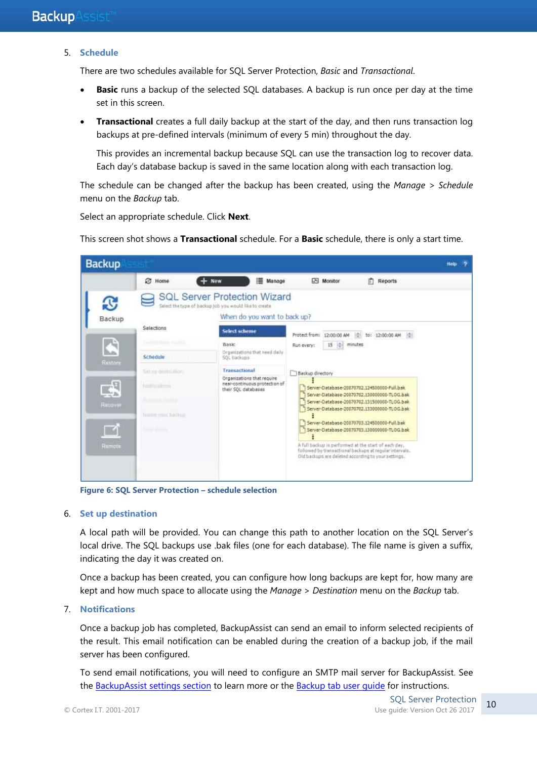5. **Schedule**

   There are two schedules available for SQL Server Protection, *Basic* and *Transactional*.

   - **Basic** runs a backup of the selected SQL databases. A backup is run once per day at the time set in this screen.
   - **Transactional** creates a full daily backup at the start of the day, and then runs transaction log backups at pre-defined intervals (minimum of every 5 min) throughout the day.

     This provides an incremental backup because SQL can use the transaction log to recover data. Each day's database backup is saved in the same location along with each transaction log.

   The schedule can be changed after the backup has been created, using the *Manage* > *Schedule* menu on the *Backup* tab.

   Select an appropriate schedule. Click **Next**.

   This screen shot shows a **Transactional** schedule. For a **Basic** schedule, there is only a start time.

   **Figure 6: SQL Server Protection – schedule selection**

6. **Set up destination**

   A local path will be provided. You can change this path to another location on the SQL Server's local drive. The SQL backups use .bak files (one for each database). The file name is given a suffix, indicating the day it was created on.

   Once a backup has been created, you can configure how long backups are kept for, how many are kept and how much space to allocate using the *Manage* > *Destination* menu on the *Backup* tab.

7. **Notifications**

   Once a backup job has completed, BackupAssist can send an email to inform selected recipients of the result. This email notification can be enabled during the creation of a backup job, if the mail server has been configured.

   To send email notifications, you will need to configure an SMTP mail server for BackupAssist. See the BackupAssist settings section to learn more or the Backup tab user guide for instructions.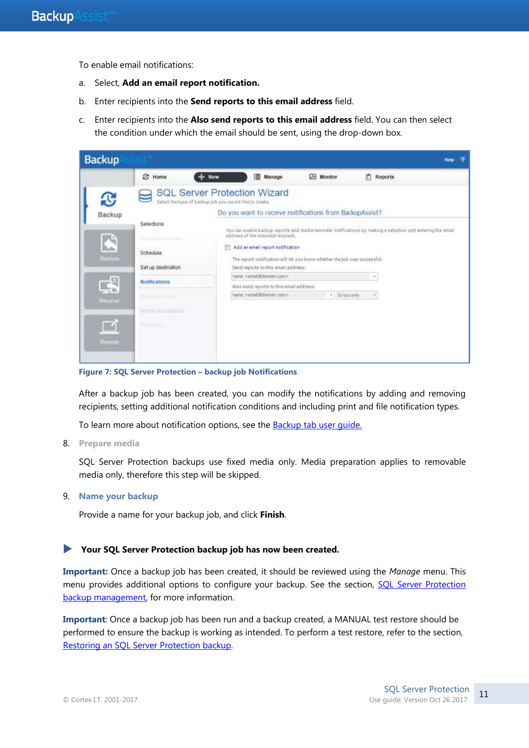To enable email notifications:

a. Select, **Add an email report notification.**

b. Enter recipients into the **Send reports to this email address** field.

c. Enter recipients into the **Also send reports to this email address** field. You can then select the condition under which the email should be sent, using the drop-down box.

**Figure 7: SQL Server Protection – backup job Notifications**

After a backup job has been created, you can modify the notifications by adding and removing recipients, setting additional notification conditions and including print and file notification types.

To learn more about notification options, see the [Backup tab user guide.]()

8. **Prepare media**

   SQL Server Protection backups use fixed media only. Media preparation applies to removable media only, therefore this step will be skipped.

9. **Name your backup**

   Provide a name for your backup job, and click **Finish**.

▶ **Your SQL Server Protection backup job has now been created.**

**Important:** Once a backup job has been created, it should be reviewed using the *Manage* menu. This menu provides additional options to configure your backup. See the section, [SQL Server Protection backup management](), for more information.

**Important**: Once a backup job has been run and a backup created, a MANUAL test restore should be performed to ensure the backup is working as intended. To perform a test restore, refer to the section, [Restoring an SQL Server Protection backup]().

© Cortex I.T. 2001-2017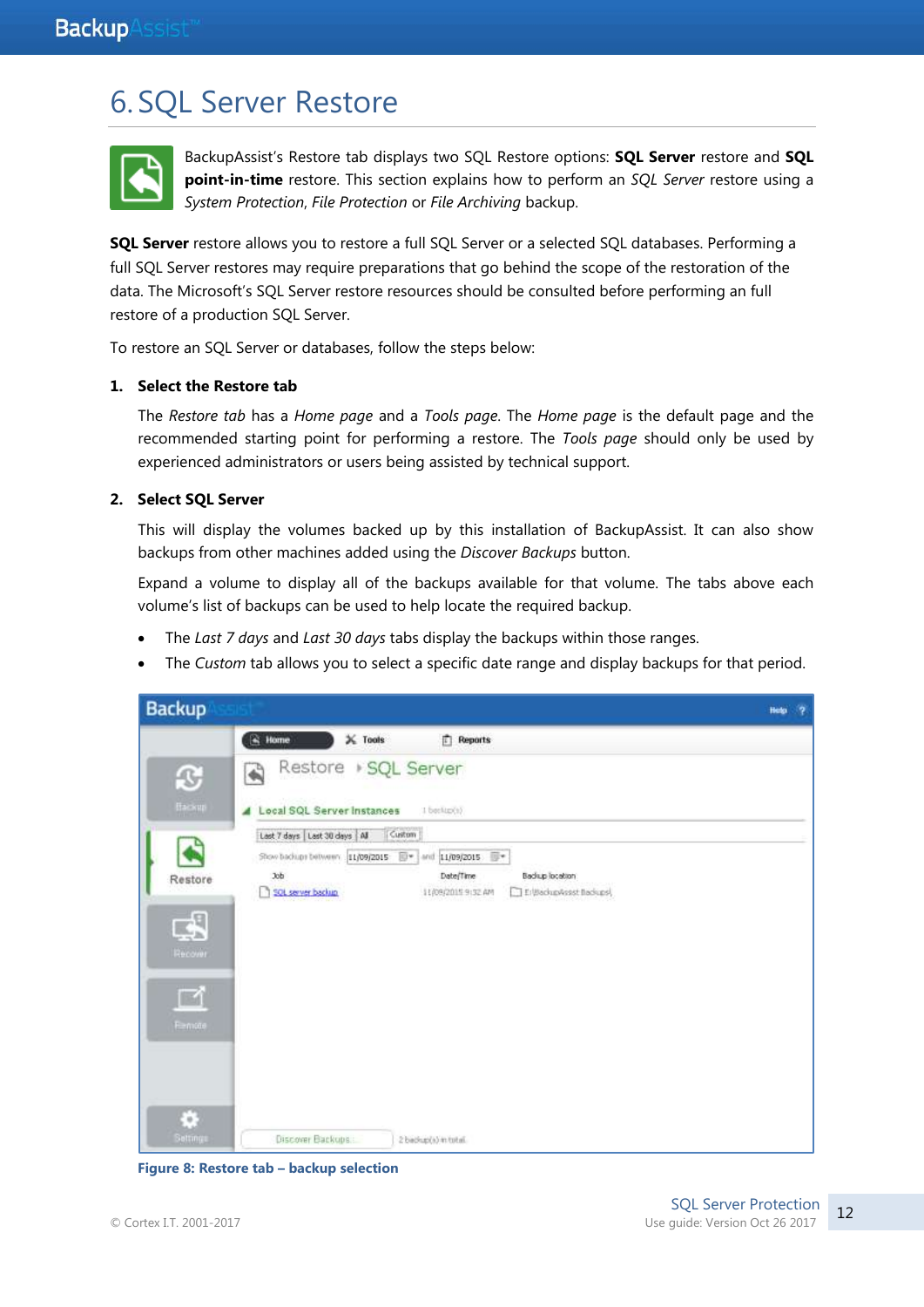# 6. SQL Server Restore

BackupAssist's Restore tab displays two SQL Restore options: **SQL Server** restore and **SQL point-in-time** restore. This section explains how to perform an *SQL Server* restore using a *System Protection*, *File Protection* or *File Archiving* backup.

**SQL Server** restore allows you to restore a full SQL Server or a selected SQL databases. Performing a full SQL Server restores may require preparations that go behind the scope of the restoration of the data. The Microsoft's SQL Server restore resources should be consulted before performing an full restore of a production SQL Server.

To restore an SQL Server or databases, follow the steps below:

1. **Select the Restore tab**

   The *Restore tab* has a *Home page* and a *Tools page*. The *Home page* is the default page and the recommended starting point for performing a restore. The *Tools page* should only be used by experienced administrators or users being assisted by technical support.

2. **Select SQL Server**

   This will display the volumes backed up by this installation of BackupAssist. It can also show backups from other machines added using the *Discover Backups* button.

   Expand a volume to display all of the backups available for that volume. The tabs above each volume's list of backups can be used to help locate the required backup.

   - The *Last 7 days* and *Last 30 days* tabs display the backups within those ranges.
   - The *Custom* tab allows you to select a specific date range and display backups for that period.

**Figure 8: Restore tab – backup selection**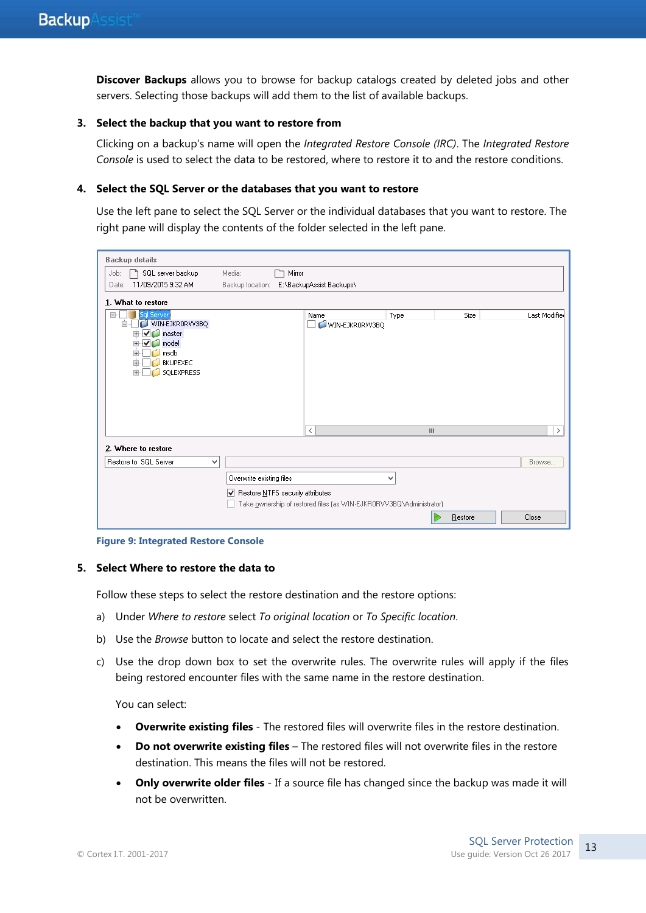**Discover Backups** allows you to browse for backup catalogs created by deleted jobs and other servers. Selecting those backups will add them to the list of available backups.

3. **Select the backup that you want to restore from**

   Clicking on a backup's name will open the *Integrated Restore Console (IRC)*. The *Integrated Restore Console* is used to select the data to be restored, where to restore it to and the restore conditions.

4. **Select the SQL Server or the databases that you want to restore**

   Use the left pane to select the SQL Server or the individual databases that you want to restore. The right pane will display the contents of the folder selected in the left pane.

Figure 9: Integrated Restore Console

5. **Select Where to restore the data to**

   Follow these steps to select the restore destination and the restore options:

   a) Under *Where to restore* select *To original location* or *To Specific location*.

   b) Use the *Browse* button to locate and select the restore destination.

   c) Use the drop down box to set the overwrite rules. The overwrite rules will apply if the files being restored encounter files with the same name in the restore destination.

   You can select:

   - **Overwrite existing files** - The restored files will overwrite files in the restore destination.
   - **Do not overwrite existing files** – The restored files will not overwrite files in the restore destination. This means the files will not be restored.
   - **Only overwrite older files** - If a source file has changed since the backup was made it will not be overwritten.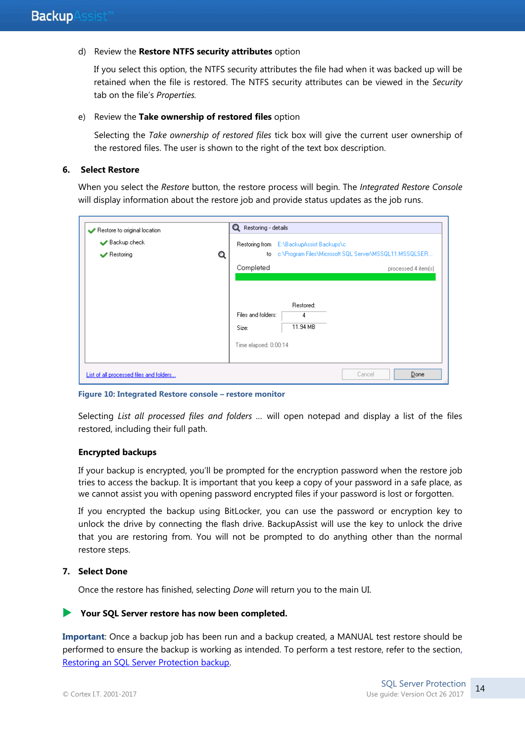d) Review the **Restore NTFS security attributes** option

If you select this option, the NTFS security attributes the file had when it was backed up will be retained when the file is restored. The NTFS security attributes can be viewed in the *Security* tab on the file's *Properties.*

e) Review the **Take ownership of restored files** option

Selecting the *Take ownership of restored files* tick box will give the current user ownership of the restored files. The user is shown to the right of the text box description.

**6. Select Restore**

When you select the *Restore* button, the restore process will begin. The *Integrated Restore Console* will display information about the restore job and provide status updates as the job runs.

**Figure 10: Integrated Restore console – restore monitor**

Selecting *List all processed files and folders* … will open notepad and display a list of the files restored, including their full path.

**Encrypted backups**

If your backup is encrypted, you'll be prompted for the encryption password when the restore job tries to access the backup. It is important that you keep a copy of your password in a safe place, as we cannot assist you with opening password encrypted files if your password is lost or forgotten.

If you encrypted the backup using BitLocker, you can use the password or encryption key to unlock the drive by connecting the flash drive. BackupAssist will use the key to unlock the drive that you are restoring from. You will not be prompted to do anything other than the normal restore steps.

**7. Select Done**

Once the restore has finished, selecting *Done* will return you to the main UI.

**Your SQL Server restore has now been completed.**

**Important**: Once a backup job has been run and a backup created, a MANUAL test restore should be performed to ensure the backup is working as intended. To perform a test restore, refer to the section, Restoring an SQL Server Protection backup.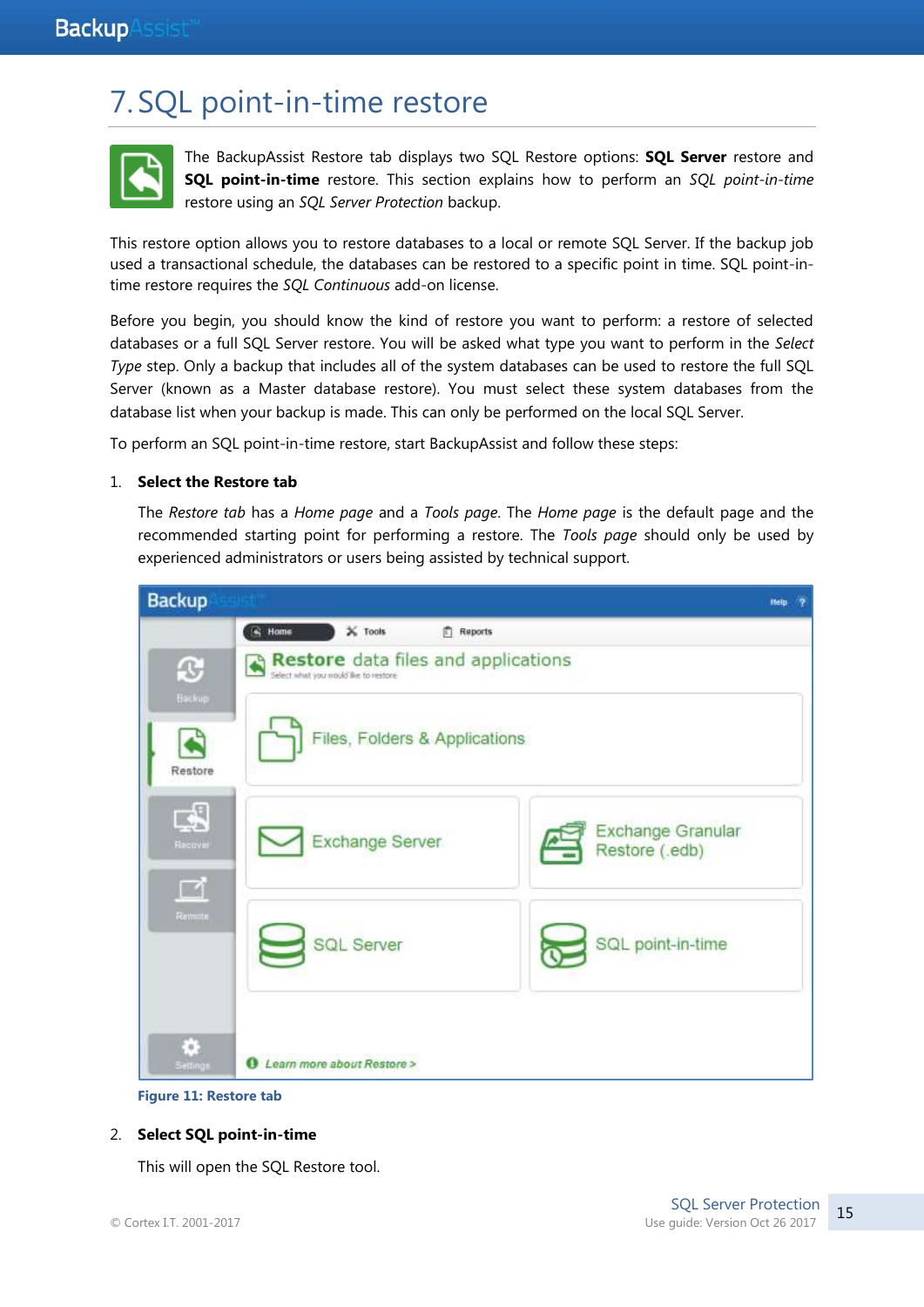# 7. SQL point-in-time restore

The BackupAssist Restore tab displays two SQL Restore options: **SQL Server** restore and **SQL point-in-time** restore. This section explains how to perform an *SQL point-in-time* restore using an *SQL Server Protection* backup.

This restore option allows you to restore databases to a local or remote SQL Server. If the backup job used a transactional schedule, the databases can be restored to a specific point in time. SQL point-in-time restore requires the *SQL Continuous* add-on license.

Before you begin, you should know the kind of restore you want to perform: a restore of selected databases or a full SQL Server restore. You will be asked what type you want to perform in the *Select Type* step. Only a backup that includes all of the system databases can be used to restore the full SQL Server (known as a Master database restore). You must select these system databases from the database list when your backup is made. This can only be performed on the local SQL Server.

To perform an SQL point-in-time restore, start BackupAssist and follow these steps:

1. **Select the Restore tab**

   The *Restore tab* has a *Home page* and a *Tools page*. The *Home page* is the default page and the recommended starting point for performing a restore. The *Tools page* should only be used by experienced administrators or users being assisted by technical support.

   **Figure 11: Restore tab**

2. **Select SQL point-in-time**

   This will open the SQL Restore tool.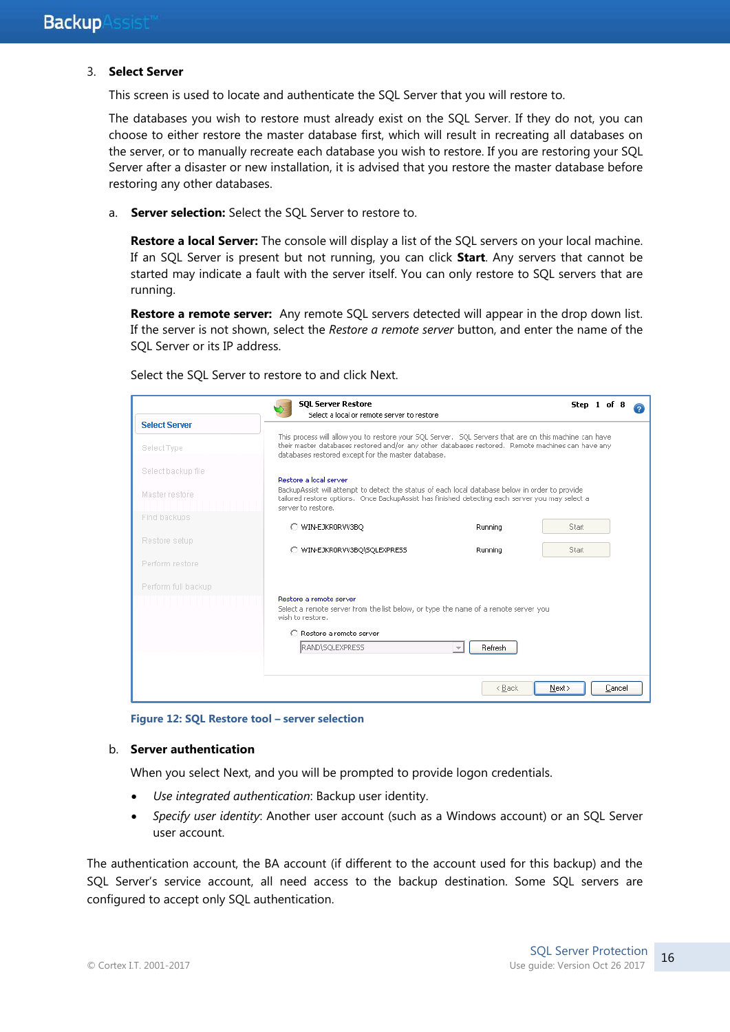3. **Select Server**

   This screen is used to locate and authenticate the SQL Server that you will restore to.

   The databases you wish to restore must already exist on the SQL Server. If they do not, you can choose to either restore the master database first, which will result in recreating all databases on the server, or to manually recreate each database you wish to restore. If you are restoring your SQL Server after a disaster or new installation, it is advised that you restore the master database before restoring any other databases.

   a. **Server selection:** Select the SQL Server to restore to.

      **Restore a local Server:** The console will display a list of the SQL servers on your local machine. If an SQL Server is present but not running, you can click **Start**. Any servers that cannot be started may indicate a fault with the server itself. You can only restore to SQL servers that are running.

      **Restore a remote server:** Any remote SQL servers detected will appear in the drop down list. If the server is not shown, select the *Restore a remote server* button, and enter the name of the SQL Server or its IP address.

      Select the SQL Server to restore to and click Next.

      **Figure 12: SQL Restore tool – server selection**

   b. **Server authentication**

      When you select Next, and you will be prompted to provide logon credentials.

      - *Use integrated authentication*: Backup user identity.
      - *Specify user identity*: Another user account (such as a Windows account) or an SQL Server user account.

The authentication account, the BA account (if different to the account used for this backup) and the SQL Server's service account, all need access to the backup destination. Some SQL servers are configured to accept only SQL authentication.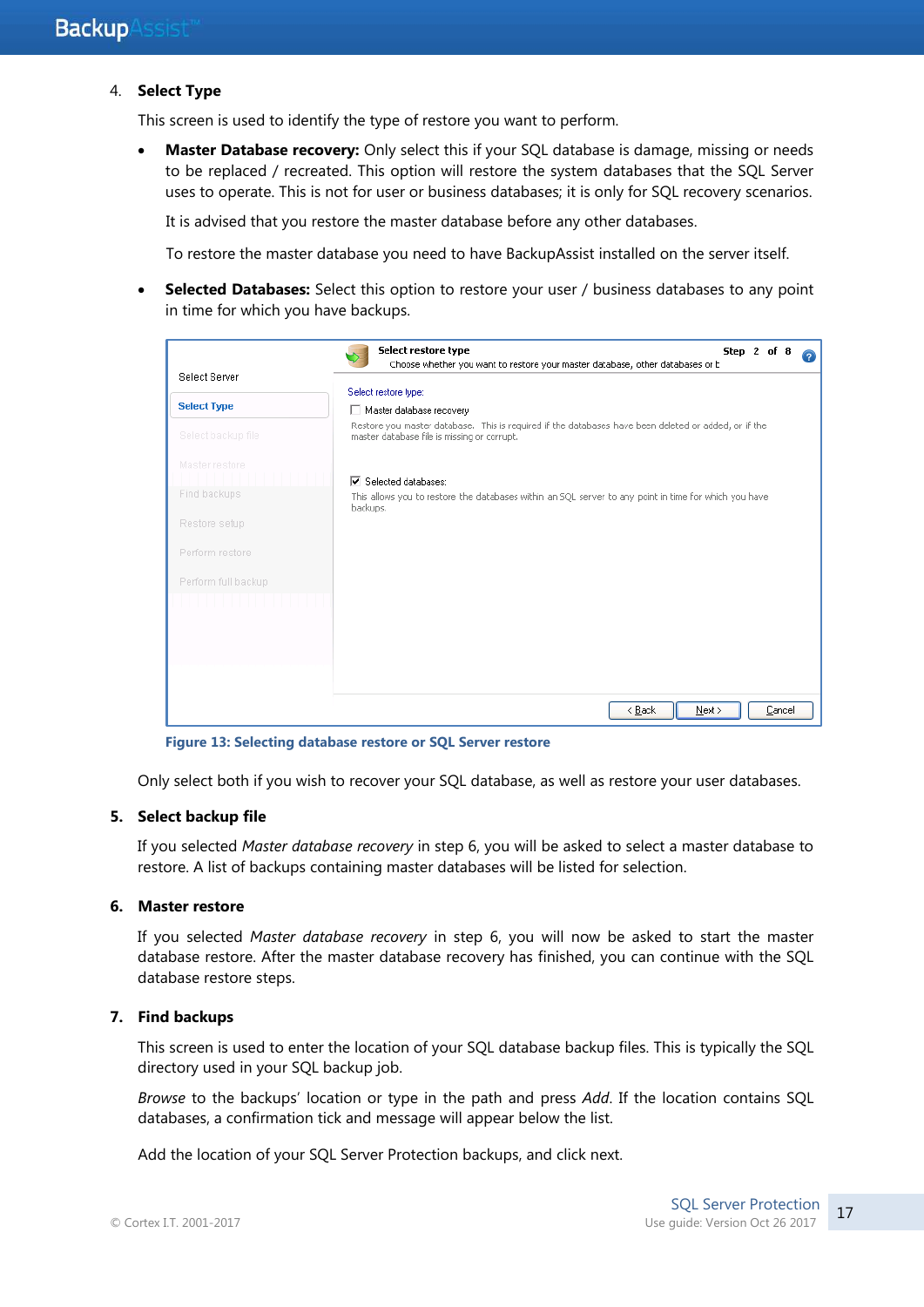4. **Select Type**

This screen is used to identify the type of restore you want to perform.

- **Master Database recovery:** Only select this if your SQL database is damage, missing or needs to be replaced / recreated. This option will restore the system databases that the SQL Server uses to operate. This is not for user or business databases; it is only for SQL recovery scenarios.

  It is advised that you restore the master database before any other databases.

  To restore the master database you need to have BackupAssist installed on the server itself.

- **Selected Databases:** Select this option to restore your user / business databases to any point in time for which you have backups.

**Figure 13: Selecting database restore or SQL Server restore**

Only select both if you wish to recover your SQL database, as well as restore your user databases.

5. **Select backup file**

If you selected *Master database recovery* in step 6, you will be asked to select a master database to restore. A list of backups containing master databases will be listed for selection.

6. **Master restore**

If you selected *Master database recovery* in step 6, you will now be asked to start the master database restore. After the master database recovery has finished, you can continue with the SQL database restore steps.

7. **Find backups**

This screen is used to enter the location of your SQL database backup files. This is typically the SQL directory used in your SQL backup job.

*Browse* to the backups' location or type in the path and press *Add*. If the location contains SQL databases, a confirmation tick and message will appear below the list.

Add the location of your SQL Server Protection backups, and click next.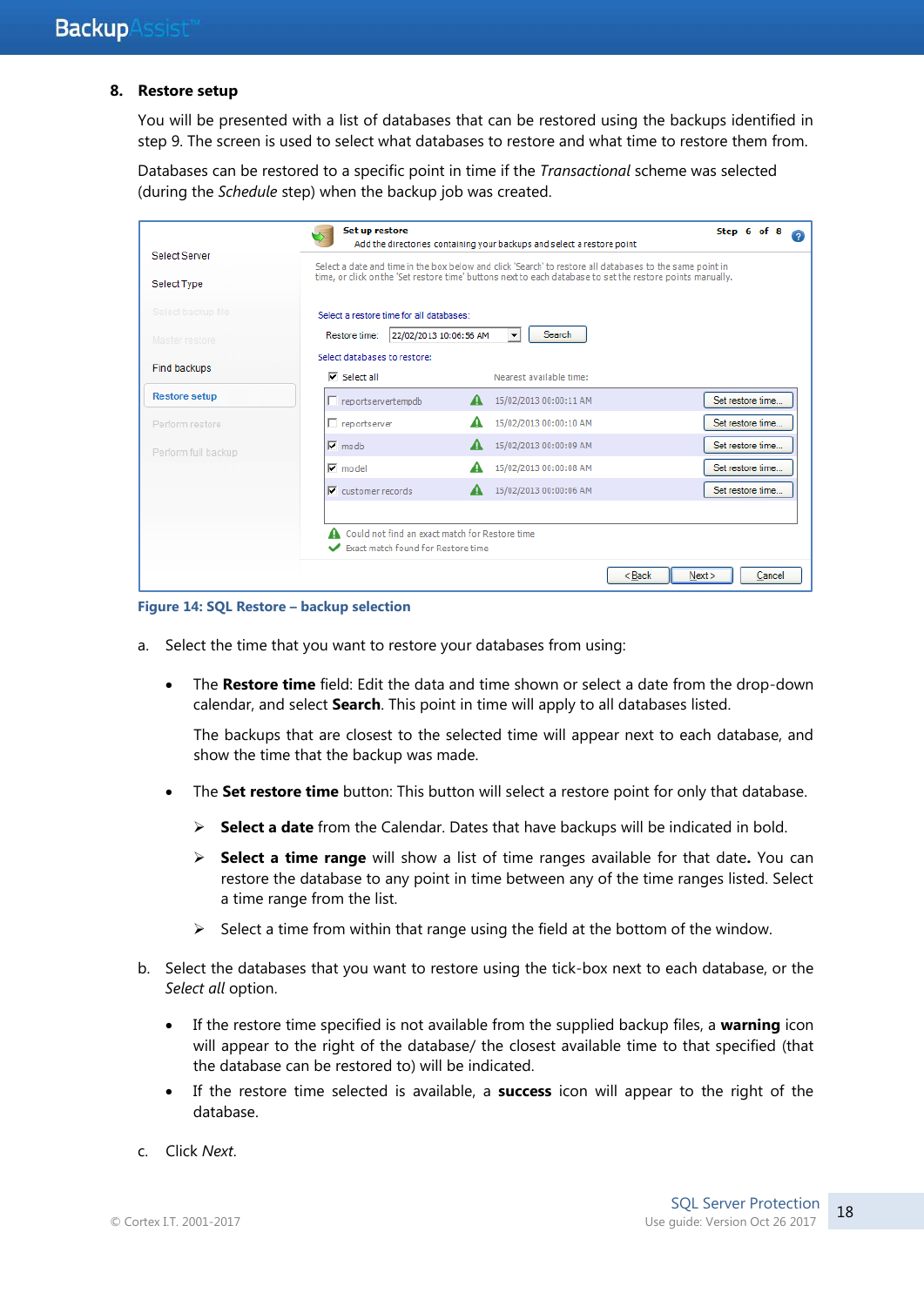## 8. Restore setup

You will be presented with a list of databases that can be restored using the backups identified in step 9. The screen is used to select what databases to restore and what time to restore them from.

Databases can be restored to a specific point in time if the *Transactional* scheme was selected (during the *Schedule* step) when the backup job was created.

**Figure 14: SQL Restore – backup selection**

a. Select the time that you want to restore your databases from using:

- The **Restore time** field: Edit the data and time shown or select a date from the drop-down calendar, and select **Search**. This point in time will apply to all databases listed.

  The backups that are closest to the selected time will appear next to each database, and show the time that the backup was made.

- The **Set restore time** button: This button will select a restore point for only that database.

  - **Select a date** from the Calendar. Dates that have backups will be indicated in bold.
  - **Select a time range** will show a list of time ranges available for that date**.** You can restore the database to any point in time between any of the time ranges listed. Select a time range from the list.
  - Select a time from within that range using the field at the bottom of the window.

b. Select the databases that you want to restore using the tick-box next to each database, or the *Select all* option.

- If the restore time specified is not available from the supplied backup files, a **warning** icon will appear to the right of the database/ the closest available time to that specified (that the database can be restored to) will be indicated.
- If the restore time selected is available, a **success** icon will appear to the right of the database.

c. Click *Next*.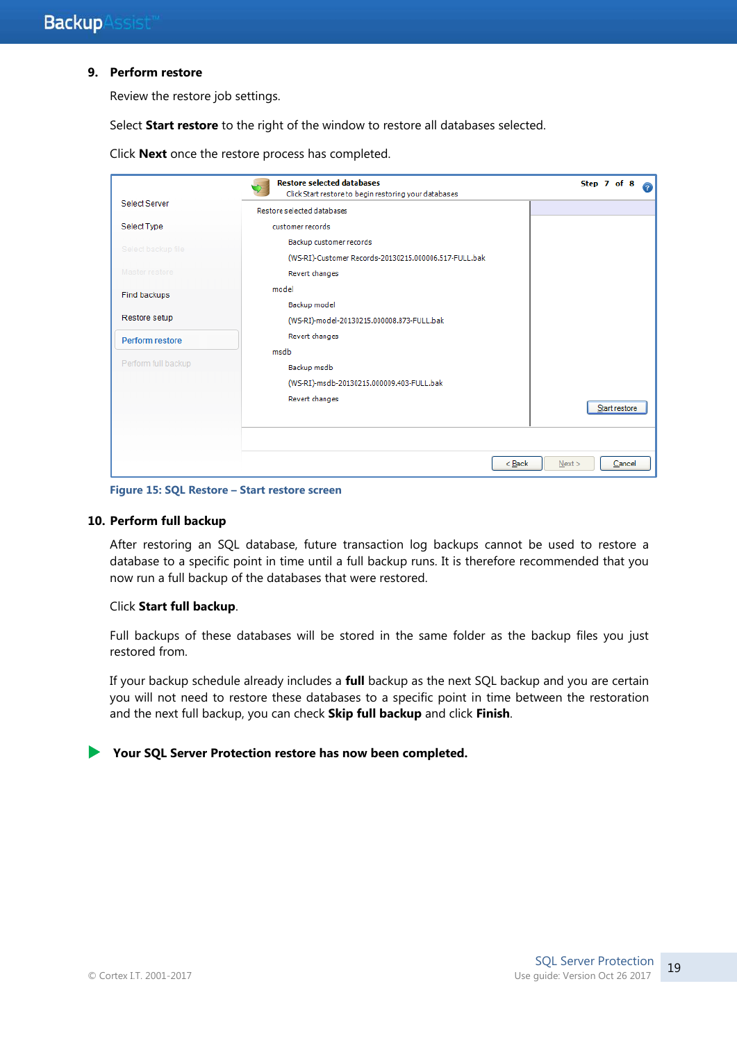## 9. Perform restore

Review the restore job settings.

Select **Start restore** to the right of the window to restore all databases selected.

Click **Next** once the restore process has completed.

**Figure 15: SQL Restore – Start restore screen**

## 10. Perform full backup

After restoring an SQL database, future transaction log backups cannot be used to restore a database to a specific point in time until a full backup runs. It is therefore recommended that you now run a full backup of the databases that were restored.

Click **Start full backup**.

Full backups of these databases will be stored in the same folder as the backup files you just restored from.

If your backup schedule already includes a **full** backup as the next SQL backup and you are certain you will not need to restore these databases to a specific point in time between the restoration and the next full backup, you can check **Skip full backup** and click **Finish**.

**Your SQL Server Protection restore has now been completed.**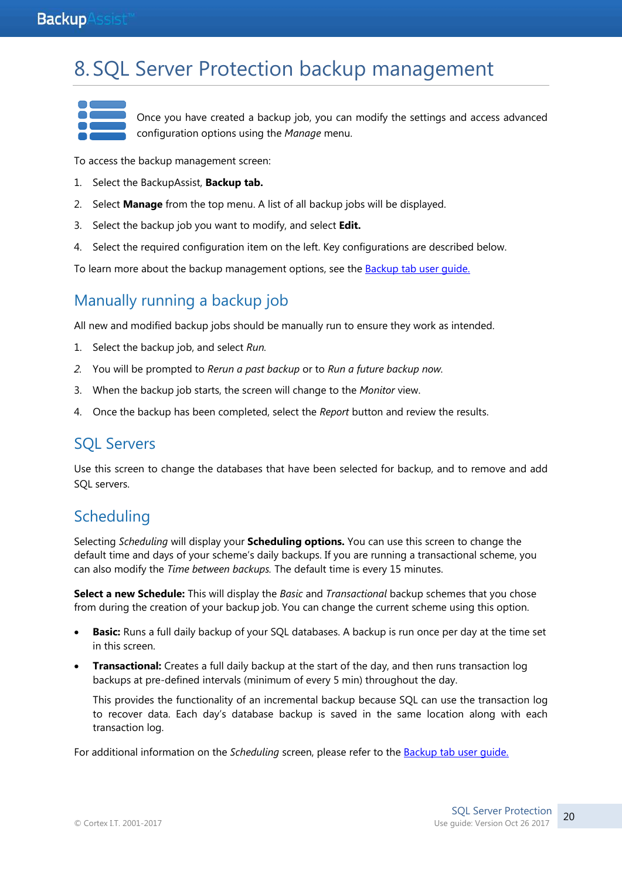# 8. SQL Server Protection backup management

Once you have created a backup job, you can modify the settings and access advanced configuration options using the *Manage* menu.

To access the backup management screen:

1. Select the BackupAssist, **Backup tab.**
2. Select **Manage** from the top menu. A list of all backup jobs will be displayed.
3. Select the backup job you want to modify, and select **Edit.**
4. Select the required configuration item on the left. Key configurations are described below.

To learn more about the backup management options, see the [Backup tab user guide.](Backup tab user guide.)

## Manually running a backup job

All new and modified backup jobs should be manually run to ensure they work as intended.

1. Select the backup job, and select *Run.*
2. You will be prompted to *Rerun a past backup* or to *Run a future backup now.*
3. When the backup job starts, the screen will change to the *Monitor* view.
4. Once the backup has been completed, select the *Report* button and review the results.

## SQL Servers

Use this screen to change the databases that have been selected for backup, and to remove and add SQL servers.

## Scheduling

Selecting *Scheduling* will display your **Scheduling options.** You can use this screen to change the default time and days of your scheme's daily backups. If you are running a transactional scheme, you can also modify the *Time between backups.* The default time is every 15 minutes.

**Select a new Schedule:** This will display the *Basic* and *Transactional* backup schemes that you chose from during the creation of your backup job. You can change the current scheme using this option.

- **Basic:** Runs a full daily backup of your SQL databases. A backup is run once per day at the time set in this screen.
- **Transactional:** Creates a full daily backup at the start of the day, and then runs transaction log backups at pre-defined intervals (minimum of every 5 min) throughout the day.

  This provides the functionality of an incremental backup because SQL can use the transaction log to recover data. Each day's database backup is saved in the same location along with each transaction log.

For additional information on the *Scheduling* screen, please refer to the [Backup tab user guide.](Backup tab user guide.)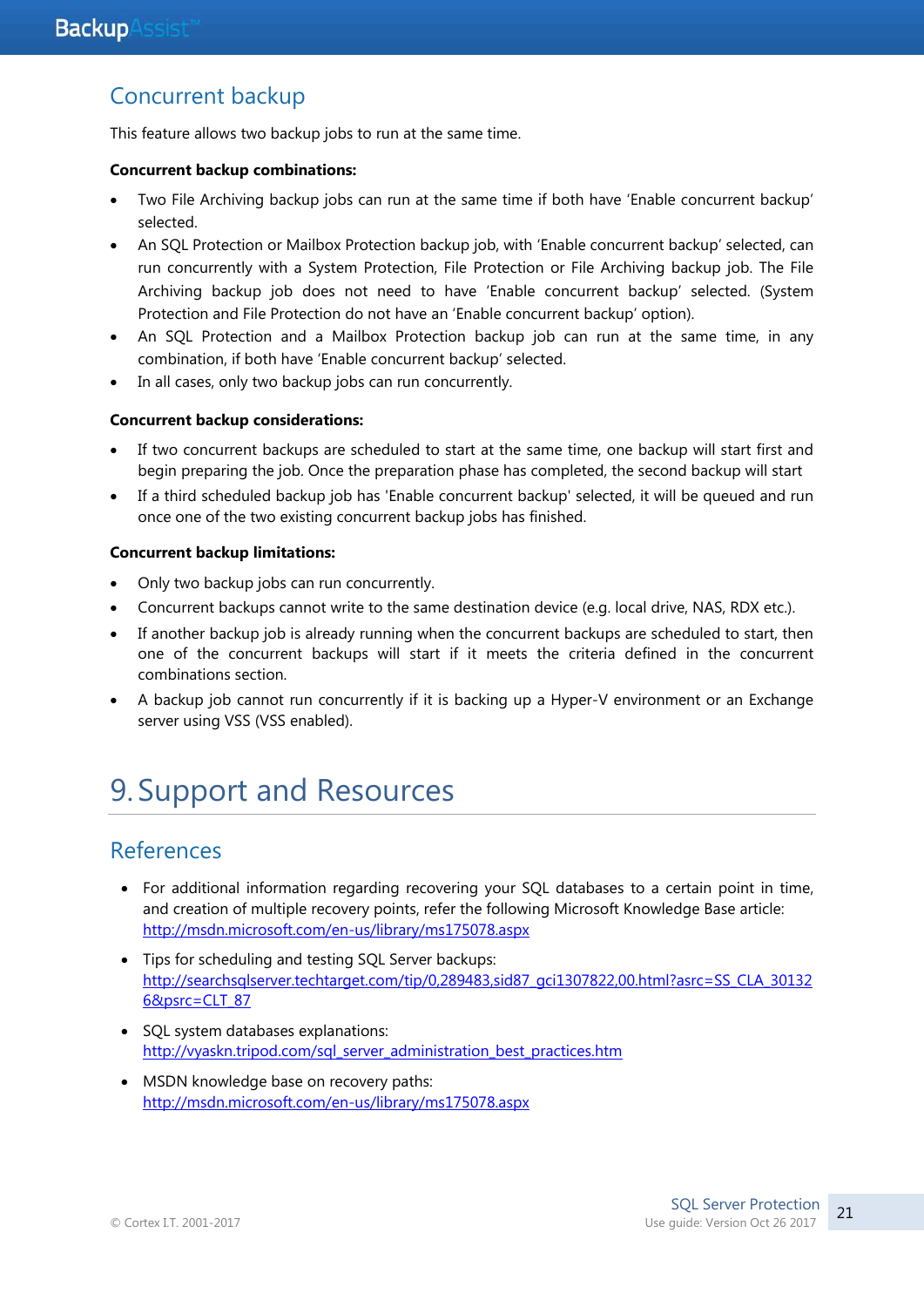## Concurrent backup

This feature allows two backup jobs to run at the same time.

**Concurrent backup combinations:**

- Two File Archiving backup jobs can run at the same time if both have 'Enable concurrent backup' selected.
- An SQL Protection or Mailbox Protection backup job, with 'Enable concurrent backup' selected, can run concurrently with a System Protection, File Protection or File Archiving backup job. The File Archiving backup job does not need to have 'Enable concurrent backup' selected. (System Protection and File Protection do not have an 'Enable concurrent backup' option).
- An SQL Protection and a Mailbox Protection backup job can run at the same time, in any combination, if both have 'Enable concurrent backup' selected.
- In all cases, only two backup jobs can run concurrently.

**Concurrent backup considerations:**

- If two concurrent backups are scheduled to start at the same time, one backup will start first and begin preparing the job. Once the preparation phase has completed, the second backup will start
- If a third scheduled backup job has 'Enable concurrent backup' selected, it will be queued and run once one of the two existing concurrent backup jobs has finished.

**Concurrent backup limitations:**

- Only two backup jobs can run concurrently.
- Concurrent backups cannot write to the same destination device (e.g. local drive, NAS, RDX etc.).
- If another backup job is already running when the concurrent backups are scheduled to start, then one of the concurrent backups will start if it meets the criteria defined in the concurrent combinations section.
- A backup job cannot run concurrently if it is backing up a Hyper-V environment or an Exchange server using VSS (VSS enabled).

# 9. Support and Resources

## References

- For additional information regarding recovering your SQL databases to a certain point in time, and creation of multiple recovery points, refer the following Microsoft Knowledge Base article: http://msdn.microsoft.com/en-us/library/ms175078.aspx
- Tips for scheduling and testing SQL Server backups: http://searchsqlserver.techtarget.com/tip/0,289483,sid87_gci1307822,00.html?asrc=SS_CLA_301326&psrc=CLT_87
- SQL system databases explanations: http://vyaskn.tripod.com/sql_server_administration_best_practices.htm
- MSDN knowledge base on recovery paths: http://msdn.microsoft.com/en-us/library/ms175078.aspx